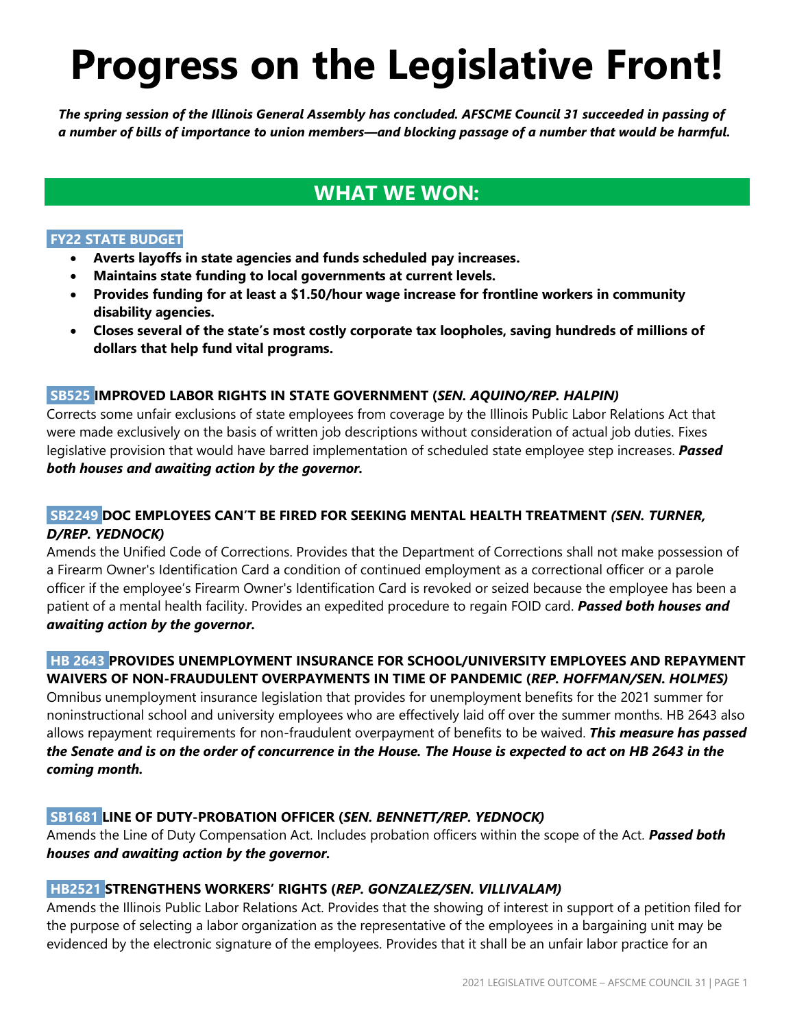# Progress on the Legislative Front!

***The spring session of the Illinois General Assembly has concluded. AFSCME Council 31 succeeded in passing of a number of bills of importance to union members—and blocking passage of a number that would be harmful.***

## WHAT WE WON:

### FY22 STATE BUDGET

- **Averts layoffs in state agencies and funds scheduled pay increases.**
- **Maintains state funding to local governments at current levels.**
- **Provides funding for at least a $1.50/hour wage increase for frontline workers in community disability agencies.**
- **Closes several of the state's most costly corporate tax loopholes, saving hundreds of millions of dollars that help fund vital programs.**

### SB525 IMPROVED LABOR RIGHTS IN STATE GOVERNMENT (*SEN. AQUINO/REP. HALPIN)*

Corrects some unfair exclusions of state employees from coverage by the Illinois Public Labor Relations Act that were made exclusively on the basis of written job descriptions without consideration of actual job duties. Fixes legislative provision that would have barred implementation of scheduled state employee step increases. ***Passed both houses and awaiting action by the governor.***

### SB2249 DOC EMPLOYEES CAN'T BE FIRED FOR SEEKING MENTAL HEALTH TREATMENT *(SEN. TURNER, D/REP. YEDNOCK)*

Amends the Unified Code of Corrections. Provides that the Department of Corrections shall not make possession of a Firearm Owner's Identification Card a condition of continued employment as a correctional officer or a parole officer if the employee's Firearm Owner's Identification Card is revoked or seized because the employee has been a patient of a mental health facility. Provides an expedited procedure to regain FOID card. ***Passed both houses and awaiting action by the governor.***

### HB 2643 PROVIDES UNEMPLOYMENT INSURANCE FOR SCHOOL/UNIVERSITY EMPLOYEES AND REPAYMENT WAIVERS OF NON-FRAUDULENT OVERPAYMENTS IN TIME OF PANDEMIC (*REP. HOFFMAN/SEN. HOLMES)*

Omnibus unemployment insurance legislation that provides for unemployment benefits for the 2021 summer for noninstructional school and university employees who are effectively laid off over the summer months. HB 2643 also allows repayment requirements for non-fraudulent overpayment of benefits to be waived. ***This measure has passed the Senate and is on the order of concurrence in the House. The House is expected to act on HB 2643 in the coming month.***

### SB1681 LINE OF DUTY-PROBATION OFFICER (*SEN. BENNETT/REP. YEDNOCK)*

Amends the Line of Duty Compensation Act. Includes probation officers within the scope of the Act. ***Passed both houses and awaiting action by the governor.***

### HB2521 STRENGTHENS WORKERS' RIGHTS (*REP. GONZALEZ/SEN. VILLIVALAM)*

Amends the Illinois Public Labor Relations Act. Provides that the showing of interest in support of a petition filed for the purpose of selecting a labor organization as the representative of the employees in a bargaining unit may be evidenced by the electronic signature of the employees. Provides that it shall be an unfair labor practice for an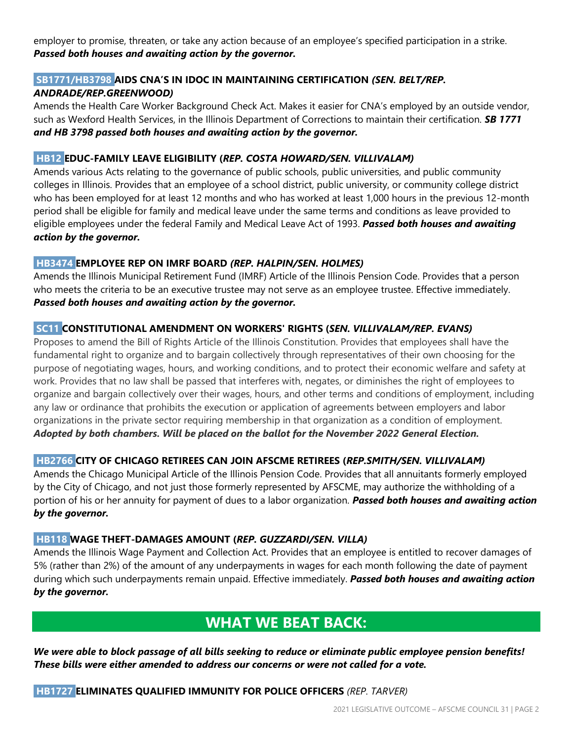employer to promise, threaten, or take any action because of an employee's specified participation in a strike. ***Passed both houses and awaiting action by the governor.***

### SB1771/HB3798 AIDS CNA'S IN IDOC IN MAINTAINING CERTIFICATION *(SEN. BELT/REP. ANDRADE/REP.GREENWOOD)*

Amends the Health Care Worker Background Check Act. Makes it easier for CNA's employed by an outside vendor, such as Wexford Health Services, in the Illinois Department of Corrections to maintain their certification. ***SB 1771 and HB 3798 passed both houses and awaiting action by the governor.***

### HB12 EDUC-FAMILY LEAVE ELIGIBILITY (*REP. COSTA HOWARD/SEN. VILLIVALAM)*

Amends various Acts relating to the governance of public schools, public universities, and public community colleges in Illinois. Provides that an employee of a school district, public university, or community college district who has been employed for at least 12 months and who has worked at least 1,000 hours in the previous 12-month period shall be eligible for family and medical leave under the same terms and conditions as leave provided to eligible employees under the federal Family and Medical Leave Act of 1993. ***Passed both houses and awaiting action by the governor.***

### HB3474 EMPLOYEE REP ON IMRF BOARD *(REP. HALPIN/SEN. HOLMES)*

Amends the Illinois Municipal Retirement Fund (IMRF) Article of the Illinois Pension Code. Provides that a person who meets the criteria to be an executive trustee may not serve as an employee trustee. Effective immediately. ***Passed both houses and awaiting action by the governor.***

### SC11 CONSTITUTIONAL AMENDMENT ON WORKERS' RIGHTS (*SEN. VILLIVALAM/REP. EVANS)*

Proposes to amend the Bill of Rights Article of the Illinois Constitution. Provides that employees shall have the fundamental right to organize and to bargain collectively through representatives of their own choosing for the purpose of negotiating wages, hours, and working conditions, and to protect their economic welfare and safety at work. Provides that no law shall be passed that interferes with, negates, or diminishes the right of employees to organize and bargain collectively over their wages, hours, and other terms and conditions of employment, including any law or ordinance that prohibits the execution or application of agreements between employers and labor organizations in the private sector requiring membership in that organization as a condition of employment. ***Adopted by both chambers. Will be placed on the ballot for the November 2022 General Election.***

### HB2766 CITY OF CHICAGO RETIREES CAN JOIN AFSCME RETIREES (*REP.SMITH/SEN. VILLIVALAM)*

Amends the Chicago Municipal Article of the Illinois Pension Code. Provides that all annuitants formerly employed by the City of Chicago, and not just those formerly represented by AFSCME, may authorize the withholding of a portion of his or her annuity for payment of dues to a labor organization. ***Passed both houses and awaiting action by the governor.***

### HB118 WAGE THEFT-DAMAGES AMOUNT (*REP. GUZZARDI/SEN. VILLA)*

Amends the Illinois Wage Payment and Collection Act. Provides that an employee is entitled to recover damages of 5% (rather than 2%) of the amount of any underpayments in wages for each month following the date of payment during which such underpayments remain unpaid. Effective immediately. ***Passed both houses and awaiting action by the governor.***

## WHAT WE BEAT BACK:

***We were able to block passage of all bills seeking to reduce or eliminate public employee pension benefits! These bills were either amended to address our concerns or were not called for a vote.***

### HB1727 ELIMINATES QUALIFIED IMMUNITY FOR POLICE OFFICERS *(REP. TARVER)*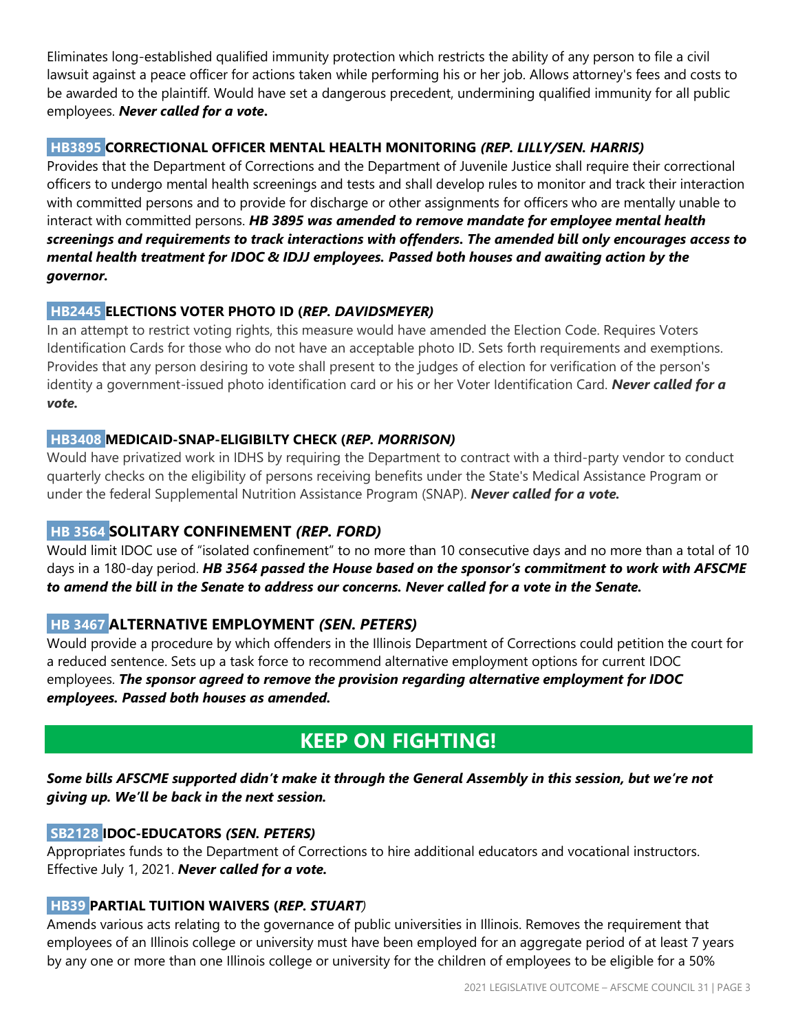Eliminates long-established qualified immunity protection which restricts the ability of any person to file a civil lawsuit against a peace officer for actions taken while performing his or her job. Allows attorney's fees and costs to be awarded to the plaintiff. Would have set a dangerous precedent, undermining qualified immunity for all public employees. ***Never called for a vote.***

### HB3895 CORRECTIONAL OFFICER MENTAL HEALTH MONITORING *(REP. LILLY/SEN. HARRIS)*

Provides that the Department of Corrections and the Department of Juvenile Justice shall require their correctional officers to undergo mental health screenings and tests and shall develop rules to monitor and track their interaction with committed persons and to provide for discharge or other assignments for officers who are mentally unable to interact with committed persons. ***HB 3895 was amended to remove mandate for employee mental health screenings and requirements to track interactions with offenders. The amended bill only encourages access to mental health treatment for IDOC & IDJJ employees. Passed both houses and awaiting action by the governor.***

### HB2445 ELECTIONS VOTER PHOTO ID (*REP. DAVIDSMEYER)*

In an attempt to restrict voting rights, this measure would have amended the Election Code. Requires Voters Identification Cards for those who do not have an acceptable photo ID. Sets forth requirements and exemptions. Provides that any person desiring to vote shall present to the judges of election for verification of the person's identity a government-issued photo identification card or his or her Voter Identification Card. ***Never called for a vote.***

### HB3408 MEDICAID-SNAP-ELIGIBILTY CHECK (*REP. MORRISON)*

Would have privatized work in IDHS by requiring the Department to contract with a third-party vendor to conduct quarterly checks on the eligibility of persons receiving benefits under the State's Medical Assistance Program or under the federal Supplemental Nutrition Assistance Program (SNAP). ***Never called for a vote.***

### HB 3564 SOLITARY CONFINEMENT *(REP. FORD)*

Would limit IDOC use of "isolated confinement" to no more than 10 consecutive days and no more than a total of 10 days in a 180-day period. ***HB 3564 passed the House based on the sponsor's commitment to work with AFSCME to amend the bill in the Senate to address our concerns. Never called for a vote in the Senate.***

### HB 3467 ALTERNATIVE EMPLOYMENT *(SEN. PETERS)*

Would provide a procedure by which offenders in the Illinois Department of Corrections could petition the court for a reduced sentence. Sets up a task force to recommend alternative employment options for current IDOC employees. ***The sponsor agreed to remove the provision regarding alternative employment for IDOC employees. Passed both houses as amended.***

## KEEP ON FIGHTING!

***Some bills AFSCME supported didn't make it through the General Assembly in this session, but we're not giving up. We'll be back in the next session.***

### SB2128 IDOC-EDUCATORS *(SEN. PETERS)*

Appropriates funds to the Department of Corrections to hire additional educators and vocational instructors. Effective July 1, 2021. ***Never called for a vote.***

### HB39 PARTIAL TUITION WAIVERS (*REP. STUART)*

Amends various acts relating to the governance of public universities in Illinois. Removes the requirement that employees of an Illinois college or university must have been employed for an aggregate period of at least 7 years by any one or more than one Illinois college or university for the children of employees to be eligible for a 50%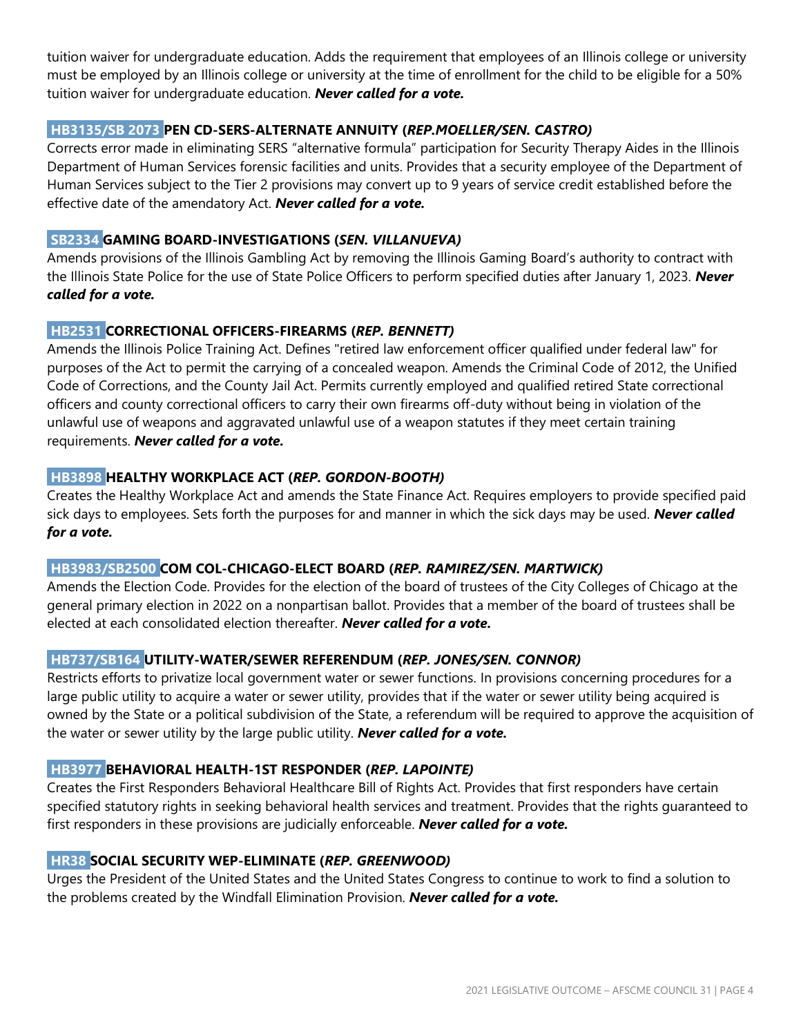tuition waiver for undergraduate education. Adds the requirement that employees of an Illinois college or university must be employed by an Illinois college or university at the time of enrollment for the child to be eligible for a 50% tuition waiver for undergraduate education. ***Never called for a vote.***

### HB3135/SB 2073 PEN CD-SERS-ALTERNATE ANNUITY (*REP.MOELLER/SEN. CASTRO)*

Corrects error made in eliminating SERS "alternative formula" participation for Security Therapy Aides in the Illinois Department of Human Services forensic facilities and units. Provides that a security employee of the Department of Human Services subject to the Tier 2 provisions may convert up to 9 years of service credit established before the effective date of the amendatory Act. ***Never called for a vote.***

### SB2334 GAMING BOARD-INVESTIGATIONS (*SEN. VILLANUEVA)*

Amends provisions of the Illinois Gambling Act by removing the Illinois Gaming Board's authority to contract with the Illinois State Police for the use of State Police Officers to perform specified duties after January 1, 2023. ***Never called for a vote.***

### HB2531 CORRECTIONAL OFFICERS-FIREARMS (*REP. BENNETT)*

Amends the Illinois Police Training Act. Defines "retired law enforcement officer qualified under federal law" for purposes of the Act to permit the carrying of a concealed weapon. Amends the Criminal Code of 2012, the Unified Code of Corrections, and the County Jail Act. Permits currently employed and qualified retired State correctional officers and county correctional officers to carry their own firearms off-duty without being in violation of the unlawful use of weapons and aggravated unlawful use of a weapon statutes if they meet certain training requirements. ***Never called for a vote.***

### HB3898 HEALTHY WORKPLACE ACT (*REP. GORDON-BOOTH)*

Creates the Healthy Workplace Act and amends the State Finance Act. Requires employers to provide specified paid sick days to employees. Sets forth the purposes for and manner in which the sick days may be used. ***Never called for a vote.***

### HB3983/SB2500 COM COL-CHICAGO-ELECT BOARD (*REP. RAMIREZ/SEN. MARTWICK)*

Amends the Election Code. Provides for the election of the board of trustees of the City Colleges of Chicago at the general primary election in 2022 on a nonpartisan ballot. Provides that a member of the board of trustees shall be elected at each consolidated election thereafter. ***Never called for a vote.***

### HB737/SB164 UTILITY-WATER/SEWER REFERENDUM (*REP. JONES/SEN. CONNOR)*

Restricts efforts to privatize local government water or sewer functions. In provisions concerning procedures for a large public utility to acquire a water or sewer utility, provides that if the water or sewer utility being acquired is owned by the State or a political subdivision of the State, a referendum will be required to approve the acquisition of the water or sewer utility by the large public utility. ***Never called for a vote.***

### HB3977 BEHAVIORAL HEALTH-1ST RESPONDER (*REP. LAPOINTE)*

Creates the First Responders Behavioral Healthcare Bill of Rights Act. Provides that first responders have certain specified statutory rights in seeking behavioral health services and treatment. Provides that the rights guaranteed to first responders in these provisions are judicially enforceable. ***Never called for a vote.***

### HR38 SOCIAL SECURITY WEP-ELIMINATE (*REP. GREENWOOD)*

Urges the President of the United States and the United States Congress to continue to work to find a solution to the problems created by the Windfall Elimination Provision. ***Never called for a vote.***